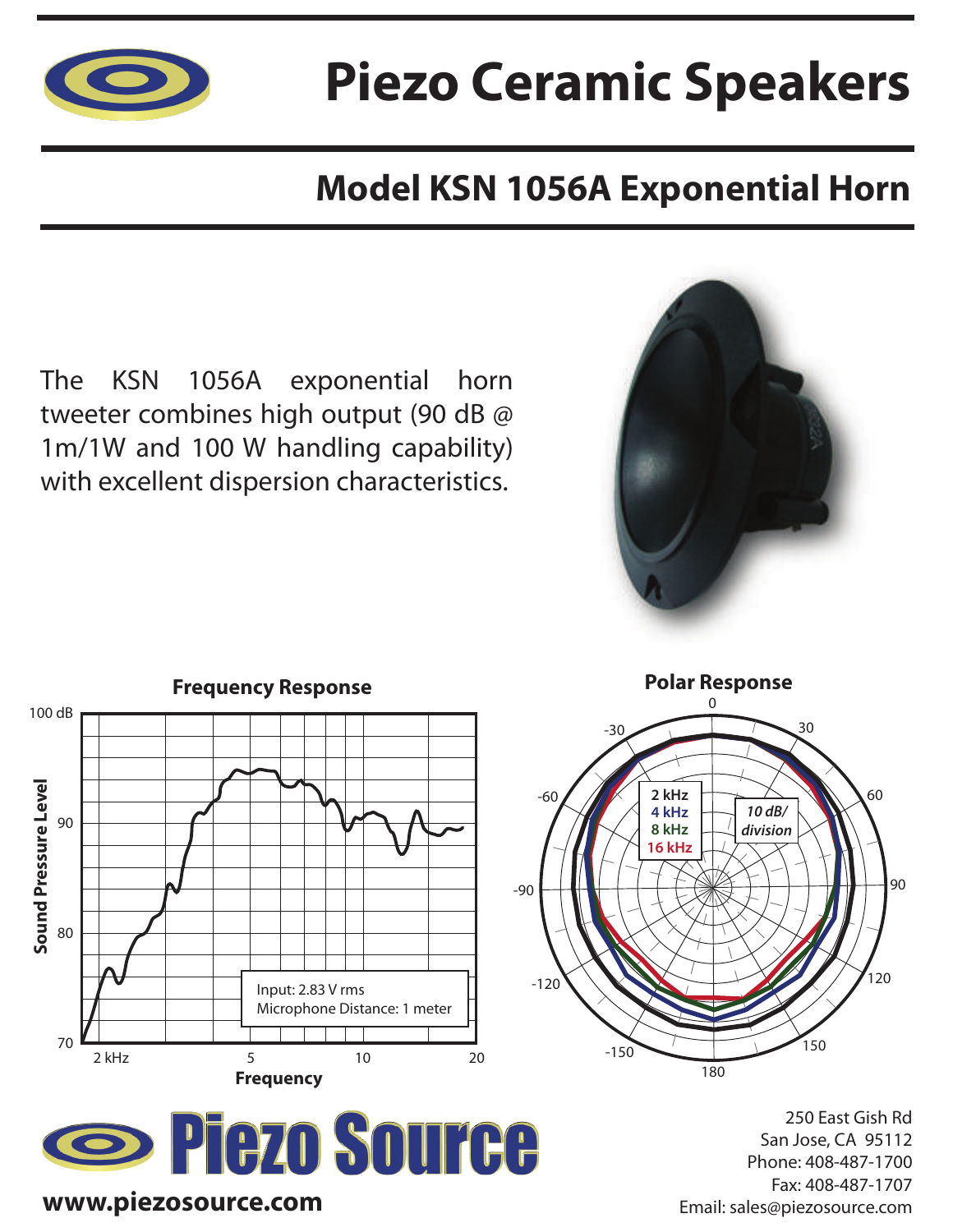# Piezo Ceramic Speakers

## Model KSN 1056A Exponential Horn

The KSN 1056A exponential horn tweeter combines high output (90 dB @ 1m/1W and 100 W handling capability) with excellent dispersion characteristics.

**Frequency Response**

Input: 2.83 V rms
Microphone Distance: 1 meter

**Polar Response**

2 kHz
4 kHz
8 kHz
16 kHz

10 dB/ division

**Piezo Source**

www.piezosource.com

250 East Gish Rd
San Jose, CA 95112
Phone: 408-487-1700
Fax: 408-487-1707
Email: sales@piezosource.com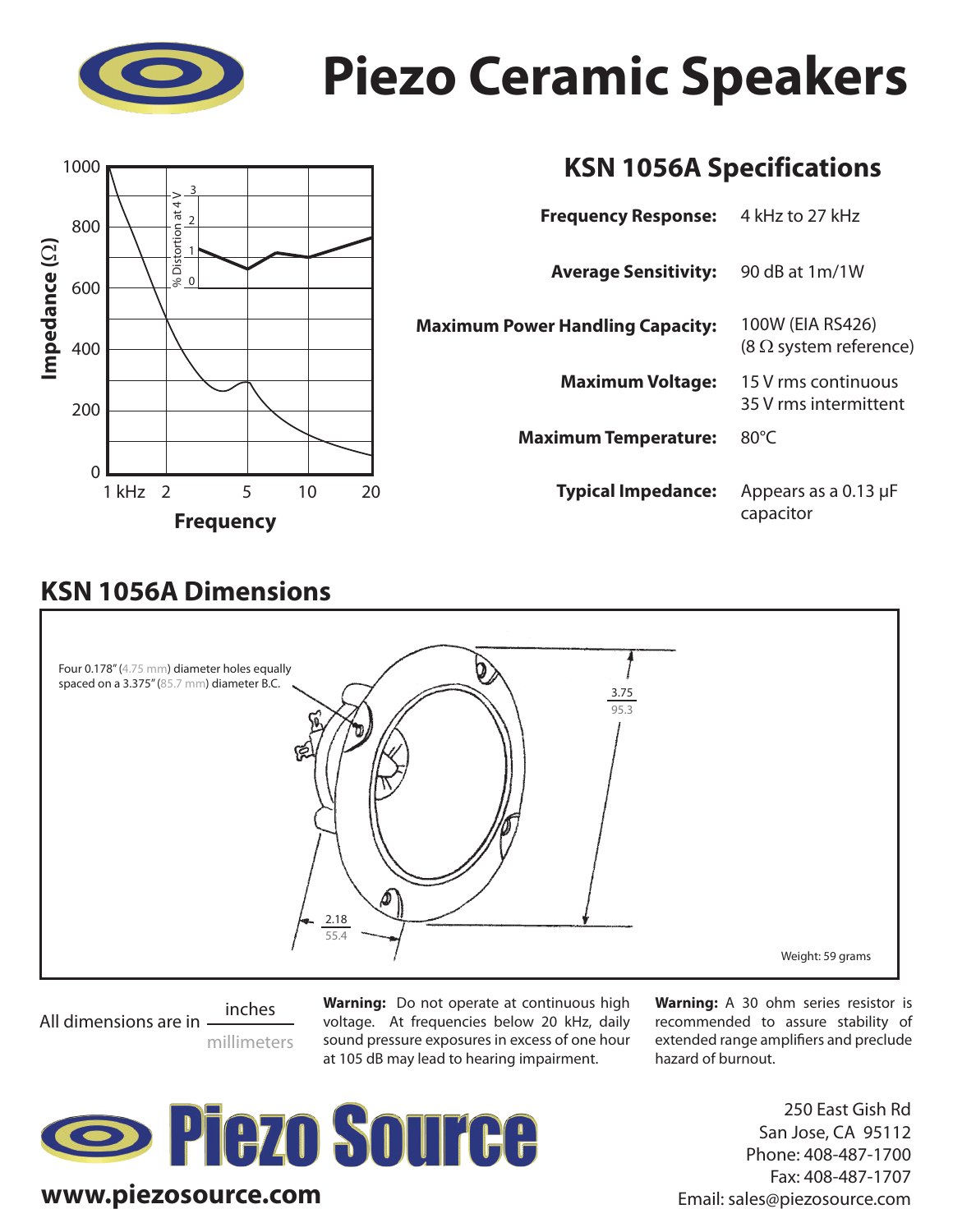# Piezo Ceramic Speakers

1000
800
600
400
200
0
Impedance (Ω)
% Distortion at 4 V
3
2
1
0
1 kHz 2 5 10 20
Frequency

## KSN 1056A Specifications

**Frequency Response:** 4 kHz to 27 kHz

**Average Sensitivity:** 90 dB at 1m/1W

**Maximum Power Handling Capacity:** 100W (EIA RS426) (8 Ω system reference)

**Maximum Voltage:** 15 V rms continuous 35 V rms intermittent

**Maximum Temperature:** 80°C

**Typical Impedance:** Appears as a 0.13 µF capacitor

## KSN 1056A Dimensions

Four 0.178" (4.75 mm) diameter holes equally spaced on a 3.375" (85.7 mm) diameter B.C.

3.75
95.3

2.18
55.4

Weight: 59 grams

All dimensions are in inches / millimeters

**Warning:** Do not operate at continuous high voltage. At frequencies below 20 kHz, daily sound pressure exposures in excess of one hour at 105 dB may lead to hearing impairment.

**Warning:** A 30 ohm series resistor is recommended to assure stability of extended range amplifiers and preclude hazard of burnout.

Piezo Source

www.piezosource.com

250 East Gish Rd
San Jose, CA 95112
Phone: 408-487-1700
Fax: 408-487-1707
Email: sales@piezosource.com